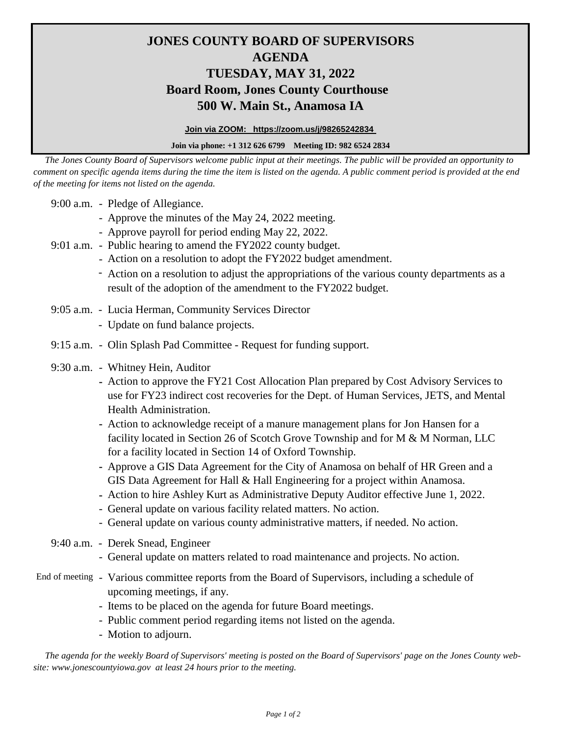# JONES COUNTY BOARD OF SUPERVISORS
# AGENDA
## TUESDAY, MAY 31, 2022
## Board Room, Jones County Courthouse
## 500 W. Main St., Anamosa IA

**Join via ZOOM: https://zoom.us/j/98265242834**

**Join via phone: +1 312 626 6799 Meeting ID: 982 6524 2834**

*The Jones County Board of Supervisors welcome public input at their meetings. The public will be provided an opportunity to comment on specific agenda items during the time the item is listed on the agenda. A public comment period is provided at the end of the meeting for items not listed on the agenda.*

9:00 a.m.
- Pledge of Allegiance.
- Approve the minutes of the May 24, 2022 meeting.
- Approve payroll for period ending May 22, 2022.

9:01 a.m.
- Public hearing to amend the FY2022 county budget.
- Action on a resolution to adopt the FY2022 budget amendment.
- Action on a resolution to adjust the appropriations of the various county departments as a result of the adoption of the amendment to the FY2022 budget.

9:05 a.m.
- Lucia Herman, Community Services Director
- Update on fund balance projects.

9:15 a.m.
- Olin Splash Pad Committee - Request for funding support.

9:30 a.m.
- Whitney Hein, Auditor
- Action to approve the FY21 Cost Allocation Plan prepared by Cost Advisory Services to use for FY23 indirect cost recoveries for the Dept. of Human Services, JETS, and Mental Health Administration.
- Action to acknowledge receipt of a manure management plans for Jon Hansen for a facility located in Section 26 of Scotch Grove Township and for M & M Norman, LLC for a facility located in Section 14 of Oxford Township.
- Approve a GIS Data Agreement for the City of Anamosa on behalf of HR Green and a GIS Data Agreement for Hall & Hall Engineering for a project within Anamosa.
- Action to hire Ashley Kurt as Administrative Deputy Auditor effective June 1, 2022.
- General update on various facility related matters. No action.
- General update on various county administrative matters, if needed. No action.

9:40 a.m.
- Derek Snead, Engineer
- General update on matters related to road maintenance and projects. No action.

End of meeting
- Various committee reports from the Board of Supervisors, including a schedule of upcoming meetings, if any.
- Items to be placed on the agenda for future Board meetings.
- Public comment period regarding items not listed on the agenda.
- Motion to adjourn.

*The agenda for the weekly Board of Supervisors' meeting is posted on the Board of Supervisors' page on the Jones County web-site: www.jonescountyiowa.gov at least 24 hours prior to the meeting.*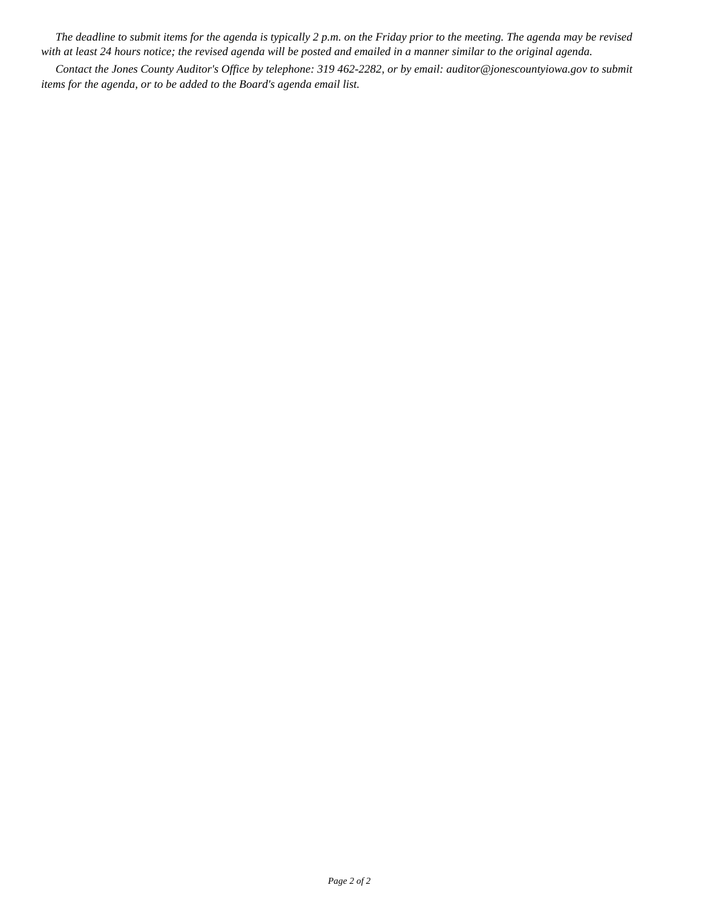*The deadline to submit items for the agenda is typically 2 p.m. on the Friday prior to the meeting. The agenda may be revised with at least 24 hours notice; the revised agenda will be posted and emailed in a manner similar to the original agenda.*

*Contact the Jones County Auditor's Office by telephone: 319 462-2282, or by email: auditor@jonescountyiowa.gov to submit items for the agenda, or to be added to the Board's agenda email list.*